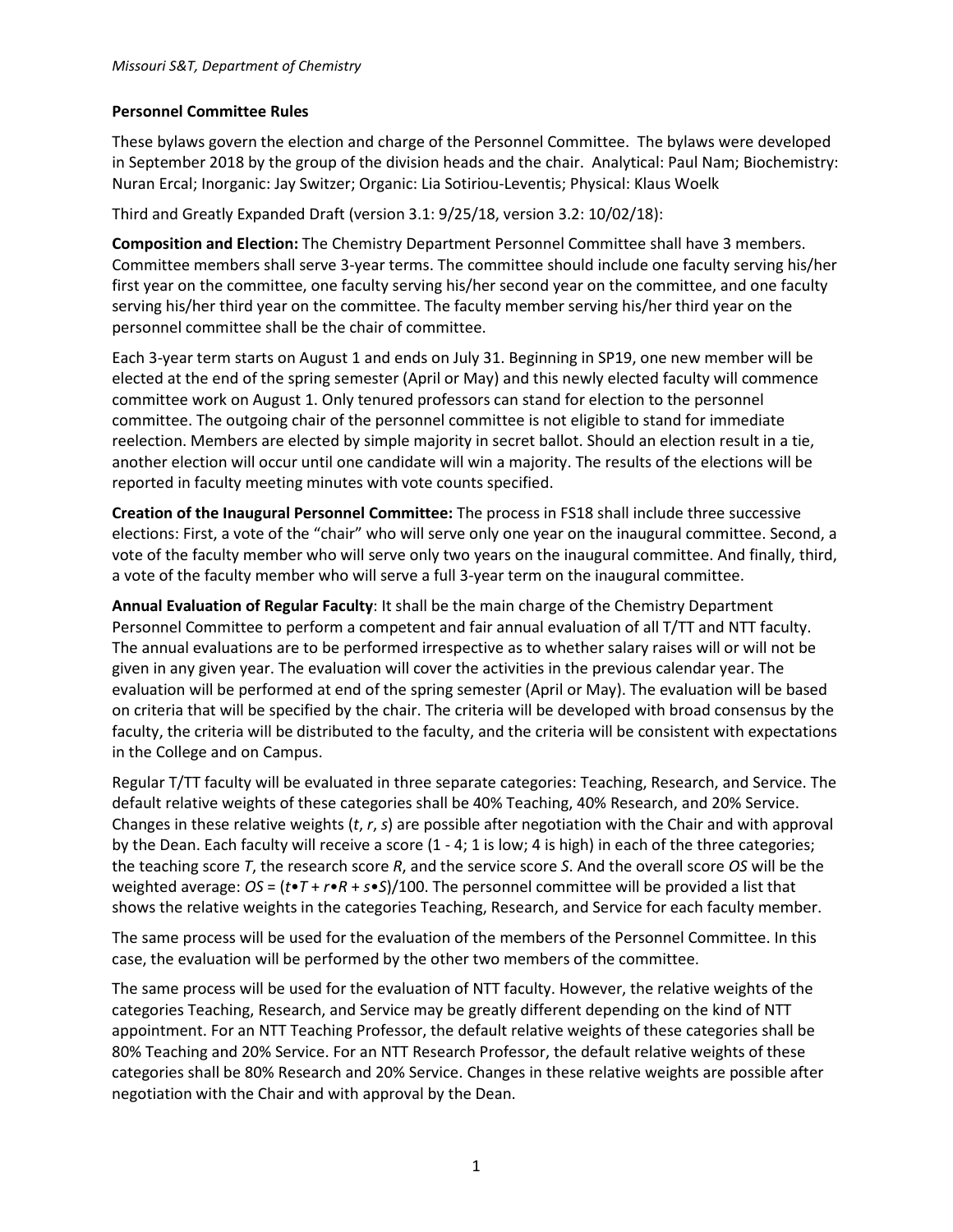*Missouri S&T, Department of Chemistry*

## Personnel Committee Rules

These bylaws govern the election and charge of the Personnel Committee. The bylaws were developed in September 2018 by the group of the division heads and the chair. Analytical: Paul Nam; Biochemistry: Nuran Ercal; Inorganic: Jay Switzer; Organic: Lia Sotiriou-Leventis; Physical: Klaus Woelk

Third and Greatly Expanded Draft (version 3.1: 9/25/18, version 3.2: 10/02/18):

**Composition and Election:** The Chemistry Department Personnel Committee shall have 3 members. Committee members shall serve 3-year terms. The committee should include one faculty serving his/her first year on the committee, one faculty serving his/her second year on the committee, and one faculty serving his/her third year on the committee. The faculty member serving his/her third year on the personnel committee shall be the chair of committee.

Each 3-year term starts on August 1 and ends on July 31. Beginning in SP19, one new member will be elected at the end of the spring semester (April or May) and this newly elected faculty will commence committee work on August 1. Only tenured professors can stand for election to the personnel committee. The outgoing chair of the personnel committee is not eligible to stand for immediate reelection. Members are elected by simple majority in secret ballot. Should an election result in a tie, another election will occur until one candidate will win a majority. The results of the elections will be reported in faculty meeting minutes with vote counts specified.

**Creation of the Inaugural Personnel Committee:** The process in FS18 shall include three successive elections: First, a vote of the "chair" who will serve only one year on the inaugural committee. Second, a vote of the faculty member who will serve only two years on the inaugural committee. And finally, third, a vote of the faculty member who will serve a full 3-year term on the inaugural committee.

**Annual Evaluation of Regular Faculty**: It shall be the main charge of the Chemistry Department Personnel Committee to perform a competent and fair annual evaluation of all T/TT and NTT faculty. The annual evaluations are to be performed irrespective as to whether salary raises will or will not be given in any given year. The evaluation will cover the activities in the previous calendar year. The evaluation will be performed at end of the spring semester (April or May). The evaluation will be based on criteria that will be specified by the chair. The criteria will be developed with broad consensus by the faculty, the criteria will be distributed to the faculty, and the criteria will be consistent with expectations in the College and on Campus.

Regular T/TT faculty will be evaluated in three separate categories: Teaching, Research, and Service. The default relative weights of these categories shall be 40% Teaching, 40% Research, and 20% Service. Changes in these relative weights ($t$, $r$, $s$) are possible after negotiation with the Chair and with approval by the Dean. Each faculty will receive a score (1 - 4; 1 is low; 4 is high) in each of the three categories; the teaching score $T$, the research score $R$, and the service score $S$. And the overall score $OS$ will be the weighted average: $OS = (t \cdot T + r \cdot R + s \cdot S)/100$. The personnel committee will be provided a list that shows the relative weights in the categories Teaching, Research, and Service for each faculty member.

The same process will be used for the evaluation of the members of the Personnel Committee. In this case, the evaluation will be performed by the other two members of the committee.

The same process will be used for the evaluation of NTT faculty. However, the relative weights of the categories Teaching, Research, and Service may be greatly different depending on the kind of NTT appointment. For an NTT Teaching Professor, the default relative weights of these categories shall be 80% Teaching and 20% Service. For an NTT Research Professor, the default relative weights of these categories shall be 80% Research and 20% Service. Changes in these relative weights are possible after negotiation with the Chair and with approval by the Dean.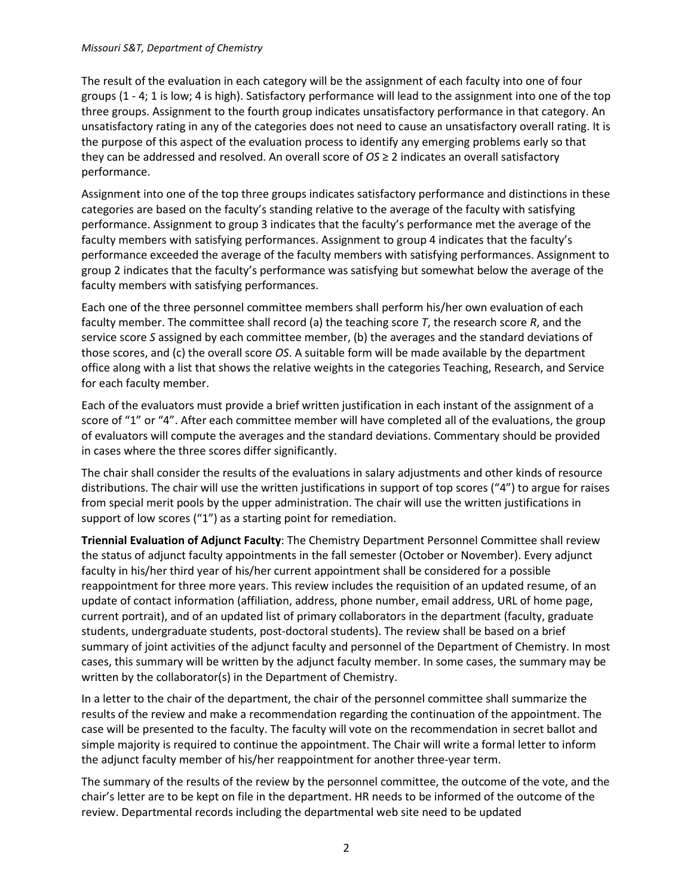The result of the evaluation in each category will be the assignment of each faculty into one of four groups (1 - 4; 1 is low; 4 is high). Satisfactory performance will lead to the assignment into one of the top three groups. Assignment to the fourth group indicates unsatisfactory performance in that category. An unsatisfactory rating in any of the categories does not need to cause an unsatisfactory overall rating. It is the purpose of this aspect of the evaluation process to identify any emerging problems early so that they can be addressed and resolved. An overall score of $OS \geq 2$ indicates an overall satisfactory performance.

Assignment into one of the top three groups indicates satisfactory performance and distinctions in these categories are based on the faculty's standing relative to the average of the faculty with satisfying performance. Assignment to group 3 indicates that the faculty's performance met the average of the faculty members with satisfying performances. Assignment to group 4 indicates that the faculty's performance exceeded the average of the faculty members with satisfying performances. Assignment to group 2 indicates that the faculty's performance was satisfying but somewhat below the average of the faculty members with satisfying performances.

Each one of the three personnel committee members shall perform his/her own evaluation of each faculty member. The committee shall record (a) the teaching score $T$, the research score $R$, and the service score $S$ assigned by each committee member, (b) the averages and the standard deviations of those scores, and (c) the overall score $OS$. A suitable form will be made available by the department office along with a list that shows the relative weights in the categories Teaching, Research, and Service for each faculty member.

Each of the evaluators must provide a brief written justification in each instant of the assignment of a score of "1" or "4". After each committee member will have completed all of the evaluations, the group of evaluators will compute the averages and the standard deviations. Commentary should be provided in cases where the three scores differ significantly.

The chair shall consider the results of the evaluations in salary adjustments and other kinds of resource distributions. The chair will use the written justifications in support of top scores ("4") to argue for raises from special merit pools by the upper administration. The chair will use the written justifications in support of low scores ("1") as a starting point for remediation.

**Triennial Evaluation of Adjunct Faculty**: The Chemistry Department Personnel Committee shall review the status of adjunct faculty appointments in the fall semester (October or November). Every adjunct faculty in his/her third year of his/her current appointment shall be considered for a possible reappointment for three more years. This review includes the requisition of an updated resume, of an update of contact information (affiliation, address, phone number, email address, URL of home page, current portrait), and of an updated list of primary collaborators in the department (faculty, graduate students, undergraduate students, post-doctoral students). The review shall be based on a brief summary of joint activities of the adjunct faculty and personnel of the Department of Chemistry. In most cases, this summary will be written by the adjunct faculty member. In some cases, the summary may be written by the collaborator(s) in the Department of Chemistry.

In a letter to the chair of the department, the chair of the personnel committee shall summarize the results of the review and make a recommendation regarding the continuation of the appointment. The case will be presented to the faculty. The faculty will vote on the recommendation in secret ballot and simple majority is required to continue the appointment. The Chair will write a formal letter to inform the adjunct faculty member of his/her reappointment for another three-year term.

The summary of the results of the review by the personnel committee, the outcome of the vote, and the chair's letter are to be kept on file in the department. HR needs to be informed of the outcome of the review. Departmental records including the departmental web site need to be updated